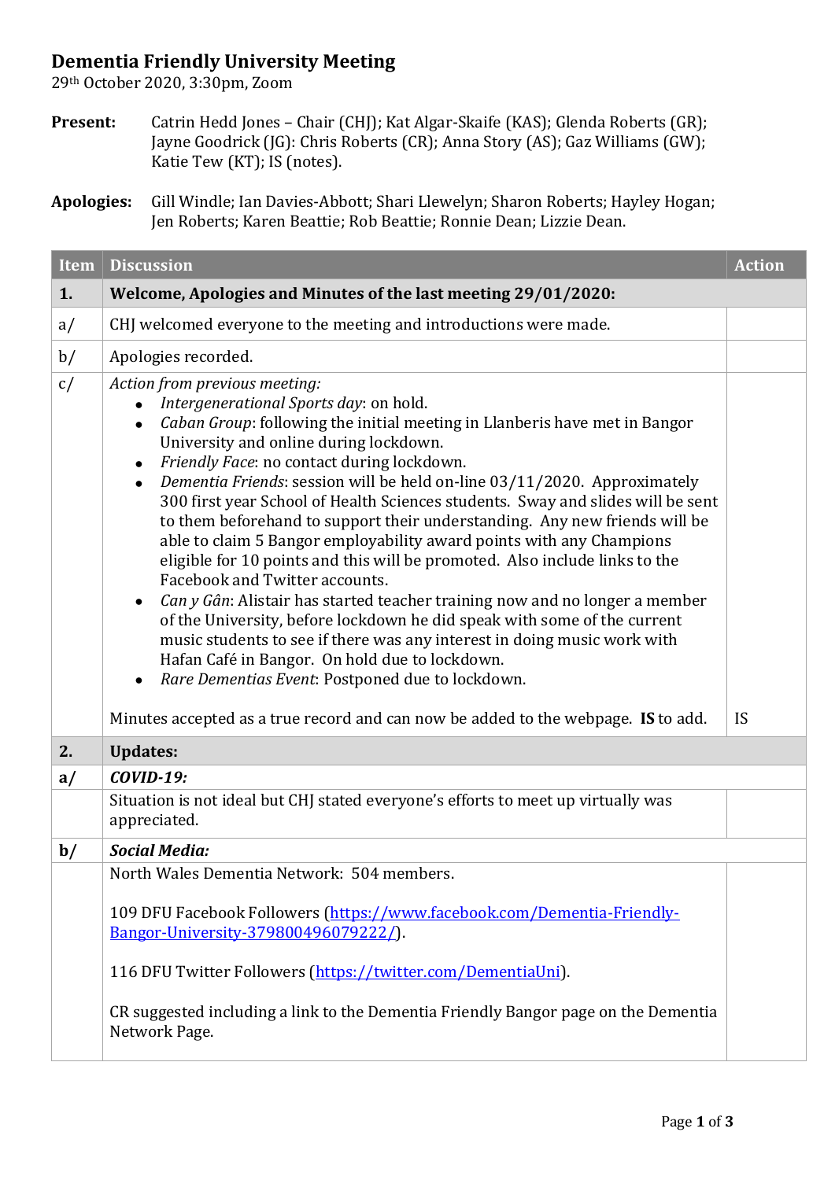# Dementia Friendly University Meeting

29th October 2020, 3:30pm, Zoom

**Present:** Catrin Hedd Jones – Chair (CHJ); Kat Algar-Skaife (KAS); Glenda Roberts (GR); Jayne Goodrick (JG): Chris Roberts (CR); Anna Story (AS); Gaz Williams (GW); Katie Tew (KT); IS (notes).

**Apologies:** Gill Windle; Ian Davies-Abbott; Shari Llewelyn; Sharon Roberts; Hayley Hogan; Jen Roberts; Karen Beattie; Rob Beattie; Ronnie Dean; Lizzie Dean.

| Item | Discussion | Action |
|---|---|---|
| **1.** | **Welcome, Apologies and Minutes of the last meeting 29/01/2020:** | |
| a/ | CHJ welcomed everyone to the meeting and introductions were made. | |
| b/ | Apologies recorded. | |
| c/ | *Action from previous meeting:*<br>• *Intergenerational Sports day*: on hold.<br>• *Caban Group*: following the initial meeting in Llanberis have met in Bangor University and online during lockdown.<br>• *Friendly Face*: no contact during lockdown.<br>• *Dementia Friends*: session will be held on-line 03/11/2020. Approximately 300 first year School of Health Sciences students. Sway and slides will be sent to them beforehand to support their understanding. Any new friends will be able to claim 5 Bangor employability award points with any Champions eligible for 10 points and this will be promoted. Also include links to the Facebook and Twitter accounts.<br>• *Can y Gân*: Alistair has started teacher training now and no longer a member of the University, before lockdown he did speak with some of the current music students to see if there was any interest in doing music work with Hafan Café in Bangor. On hold due to lockdown.<br>• *Rare Dementias Event*: Postponed due to lockdown.<br><br>Minutes accepted as a true record and can now be added to the webpage. **IS** to add. | IS |
| **2.** | **Updates:** | |
| **a/** | ***COVID-19:*** | |
| | Situation is not ideal but CHJ stated everyone's efforts to meet up virtually was appreciated. | |
| **b/** | ***Social Media:*** | |
| | North Wales Dementia Network: 504 members.<br><br>109 DFU Facebook Followers (https://www.facebook.com/Dementia-Friendly-Bangor-University-379800496079222/).<br><br>116 DFU Twitter Followers (https://twitter.com/DementiaUni).<br><br>CR suggested including a link to the Dementia Friendly Bangor page on the Dementia Network Page. | |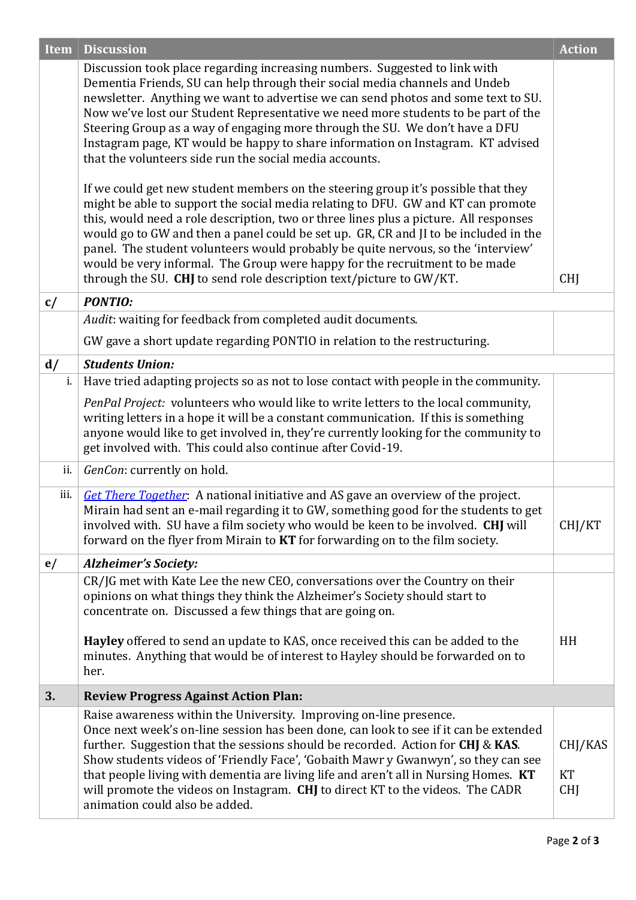| Item | Discussion | Action |
|---|---|---|
| | Discussion took place regarding increasing numbers. Suggested to link with Dementia Friends, SU can help through their social media channels and Undeb newsletter. Anything we want to advertise we can send photos and some text to SU. Now we've lost our Student Representative we need more students to be part of the Steering Group as a way of engaging more through the SU. We don't have a DFU Instagram page, KT would be happy to share information on Instagram. KT advised that the volunteers side run the social media accounts.<br><br>If we could get new student members on the steering group it's possible that they might be able to support the social media relating to DFU. GW and KT can promote this, would need a role description, two or three lines plus a picture. All responses would go to GW and then a panel could be set up. GR, CR and JI to be included in the panel. The student volunteers would probably be quite nervous, so the 'interview' would be very informal. The Group were happy for the recruitment to be made through the SU. **CHJ** to send role description text/picture to GW/KT. | CHJ |
| **c/** | ***PONTIO:*** | |
| | *Audit*: waiting for feedback from completed audit documents.<br><br>GW gave a short update regarding PONTIO in relation to the restructuring. | |
| **d/** | ***Students Union:*** | |
| i. | Have tried adapting projects so as not to lose contact with people in the community.<br><br>*PenPal Project:* volunteers who would like to write letters to the local community, writing letters in a hope it will be a constant communication. If this is something anyone would like to get involved in, they're currently looking for the community to get involved with. This could also continue after Covid-19. | |
| ii. | *GenCon*: currently on hold. | |
| iii. | *Get There Together*: A national initiative and AS gave an overview of the project. Mirain had sent an e-mail regarding it to GW, something good for the students to get involved with. SU have a film society who would be keen to be involved. **CHJ** will forward on the flyer from Mirain to **KT** for forwarding on to the film society. | CHJ/KT |
| **e/** | ***Alzheimer's Society:*** | |
| | CR/JG met with Kate Lee the new CEO, conversations over the Country on their opinions on what things they think the Alzheimer's Society should start to concentrate on. Discussed a few things that are going on.<br><br>**Hayley** offered to send an update to KAS, once received this can be added to the minutes. Anything that would be of interest to Hayley should be forwarded on to her. | HH |
| **3.** | **Review Progress Against Action Plan:** | |
| | Raise awareness within the University. Improving on-line presence.<br>Once next week's on-line session has been done, can look to see if it can be extended further. Suggestion that the sessions should be recorded. Action for **CHJ** & **KAS**.<br>Show students videos of 'Friendly Face', 'Gobaith Mawr y Gwanwyn', so they can see that people living with dementia are living life and aren't all in Nursing Homes. **KT** will promote the videos on Instagram. **CHJ** to direct KT to the videos. The CADR animation could also be added. | CHJ/KAS<br><br>KT<br>CHJ |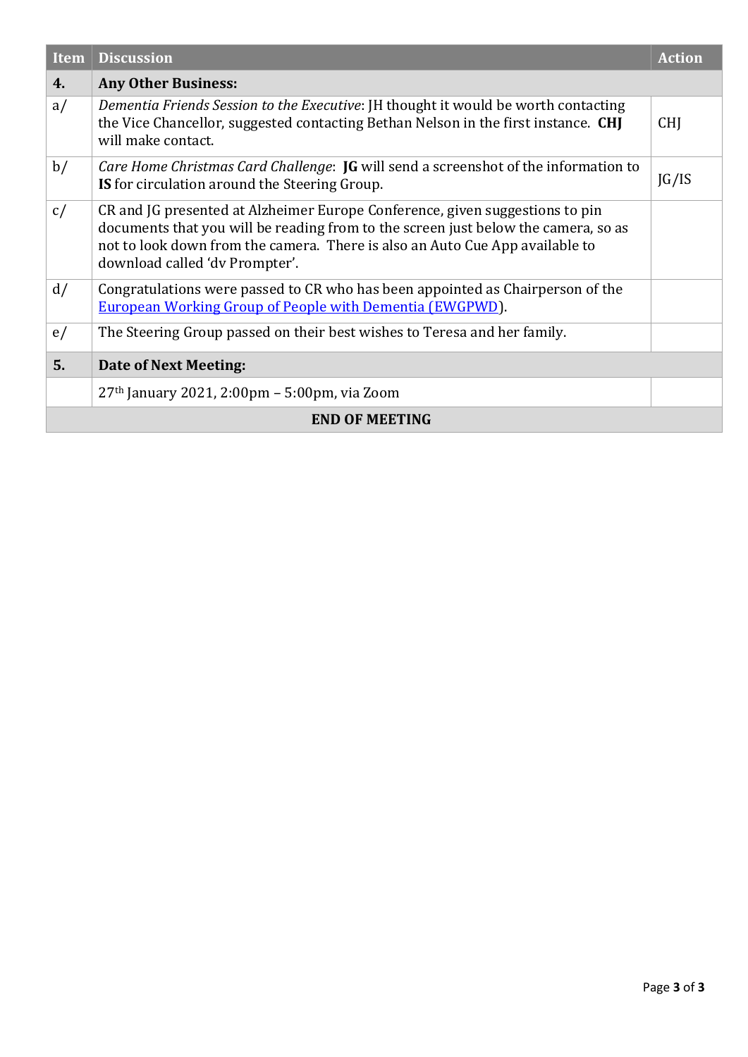| Item | Discussion | Action |
| --- | --- | --- |
| **4.** | **Any Other Business:** | |
| a/ | *Dementia Friends Session to the Executive*: JH thought it would be worth contacting the Vice Chancellor, suggested contacting Bethan Nelson in the first instance. **CHJ** will make contact. | CHJ |
| b/ | *Care Home Christmas Card Challenge*: **JG** will send a screenshot of the information to **IS** for circulation around the Steering Group. | JG/IS |
| c/ | CR and JG presented at Alzheimer Europe Conference, given suggestions to pin documents that you will be reading from to the screen just below the camera, so as not to look down from the camera. There is also an Auto Cue App available to download called 'dv Prompter'. | |
| d/ | Congratulations were passed to CR who has been appointed as Chairperson of the [European Working Group of People with Dementia (EWGPWD)]. | |
| e/ | The Steering Group passed on their best wishes to Teresa and her family. | |
| **5.** | **Date of Next Meeting:** | |
| | 27th January 2021, 2:00pm – 5:00pm, via Zoom | |
| | **END OF MEETING** | |